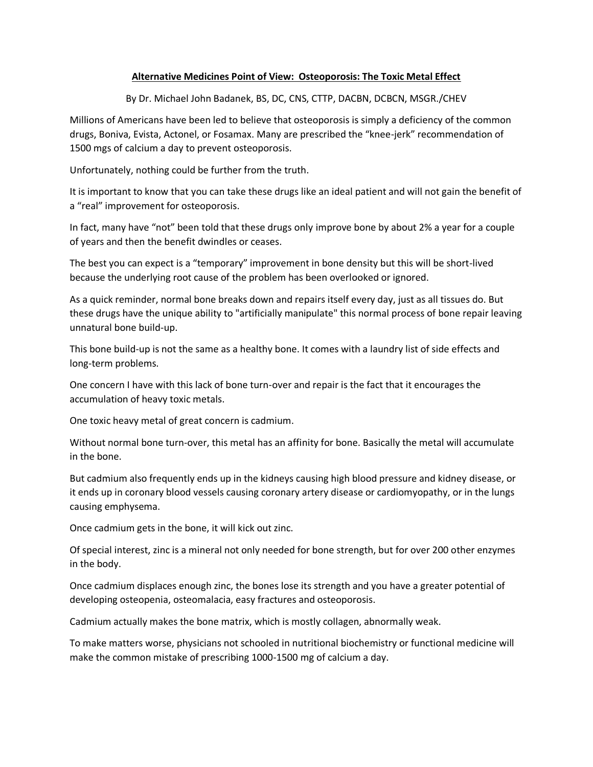**Alternative Medicines Point of View: Osteoporosis: The Toxic Metal Effect**

By Dr. Michael John Badanek, BS, DC, CNS, CTTP, DACBN, DCBCN, MSGR./CHEV

Millions of Americans have been led to believe that osteoporosis is simply a deficiency of the common drugs, Boniva, Evista, Actonel, or Fosamax. Many are prescribed the "knee-jerk" recommendation of 1500 mgs of calcium a day to prevent osteoporosis.

Unfortunately, nothing could be further from the truth.

It is important to know that you can take these drugs like an ideal patient and will not gain the benefit of a "real" improvement for osteoporosis.

In fact, many have "not" been told that these drugs only improve bone by about 2% a year for a couple of years and then the benefit dwindles or ceases.

The best you can expect is a "temporary" improvement in bone density but this will be short-lived because the underlying root cause of the problem has been overlooked or ignored.

As a quick reminder, normal bone breaks down and repairs itself every day, just as all tissues do. But these drugs have the unique ability to "artificially manipulate" this normal process of bone repair leaving unnatural bone build-up.

This bone build-up is not the same as a healthy bone. It comes with a laundry list of side effects and long-term problems.

One concern I have with this lack of bone turn-over and repair is the fact that it encourages the accumulation of heavy toxic metals.

One toxic heavy metal of great concern is cadmium.

Without normal bone turn-over, this metal has an affinity for bone. Basically the metal will accumulate in the bone.

But cadmium also frequently ends up in the kidneys causing high blood pressure and kidney disease, or it ends up in coronary blood vessels causing coronary artery disease or cardiomyopathy, or in the lungs causing emphysema.

Once cadmium gets in the bone, it will kick out zinc.

Of special interest, zinc is a mineral not only needed for bone strength, but for over 200 other enzymes in the body.

Once cadmium displaces enough zinc, the bones lose its strength and you have a greater potential of developing osteopenia, osteomalacia, easy fractures and osteoporosis.

Cadmium actually makes the bone matrix, which is mostly collagen, abnormally weak.

To make matters worse, physicians not schooled in nutritional biochemistry or functional medicine will make the common mistake of prescribing 1000-1500 mg of calcium a day.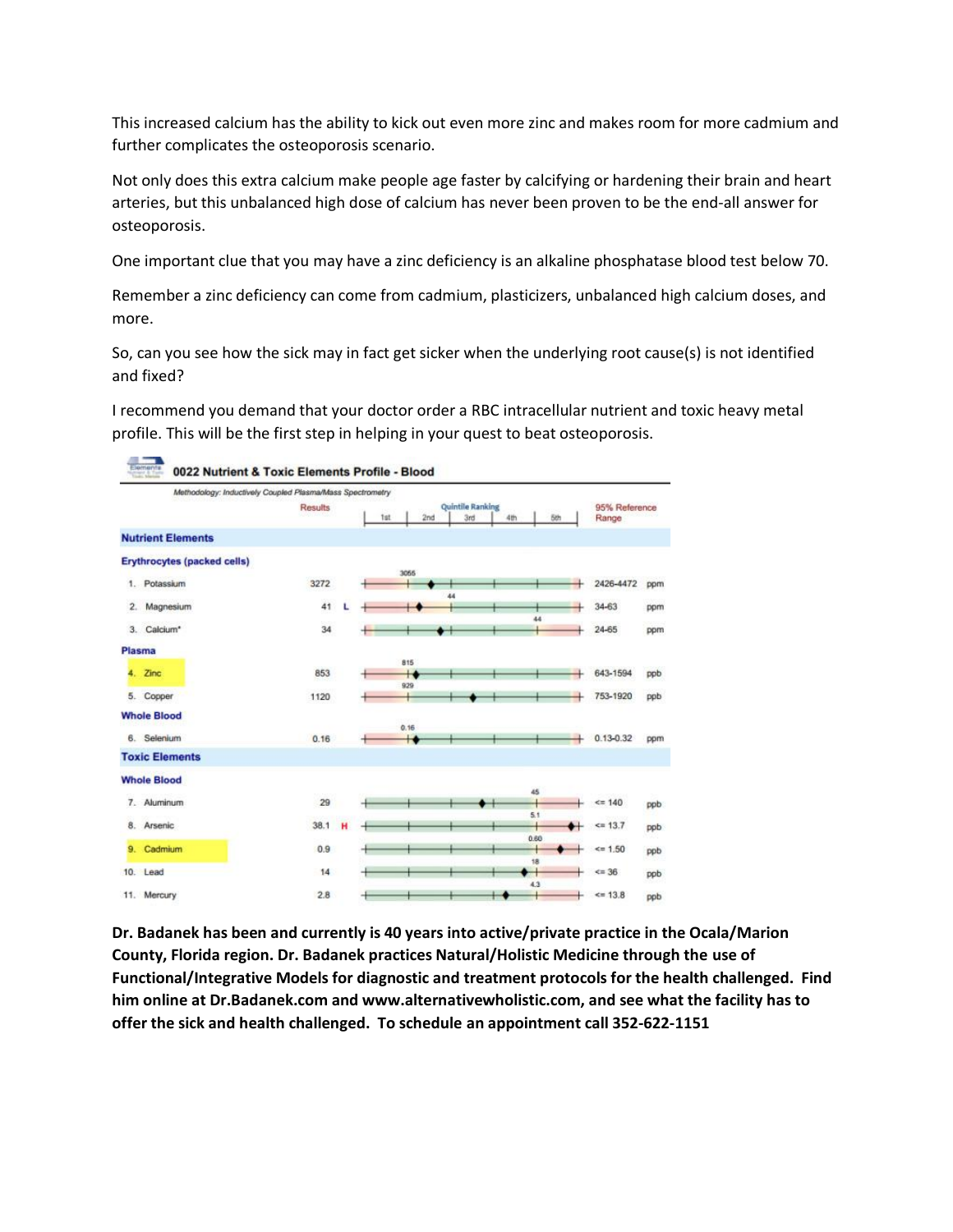This increased calcium has the ability to kick out even more zinc and makes room for more cadmium and further complicates the osteoporosis scenario.

Not only does this extra calcium make people age faster by calcifying or hardening their brain and heart arteries, but this unbalanced high dose of calcium has never been proven to be the end-all answer for osteoporosis.

One important clue that you may have a zinc deficiency is an alkaline phosphatase blood test below 70.

Remember a zinc deficiency can come from cadmium, plasticizers, unbalanced high calcium doses, and more.

So, can you see how the sick may in fact get sicker when the underlying root cause(s) is not identified and fixed?

I recommend you demand that your doctor order a RBC intracellular nutrient and toxic heavy metal profile. This will be the first step in helping in your quest to beat osteoporosis.

**0022 Nutrient & Toxic Elements Profile - Blood**

*Methodology: Inductively Coupled Plasma/Mass Spectrometry*

| | Results | | Quintile Ranking (1st, 2nd, 3rd, 4th, 5th) | 95% Reference Range | |
|---|---|---|---|---|---|
| **Nutrient Elements** | | | | | |
| **Erythrocytes (packed cells)** | | | | | |
| 1. Potassium | 3272 | | 3055 | 2426-4472 | ppm |
| 2. Magnesium | 41 | L | 44 | 34-63 | ppm |
| 3. Calcium* | 34 | | 44 | 24-65 | ppm |
| **Plasma** | | | | | |
| 4. Zinc | 853 | | 815 | 643-1594 | ppb |
| 5. Copper | 1120 | | 929 | 753-1920 | ppb |
| **Whole Blood** | | | | | |
| 6. Selenium | 0.16 | | 0.16 | 0.13-0.32 | ppm |
| **Toxic Elements** | | | | | |
| **Whole Blood** | | | | | |
| 7. Aluminum | 29 | | 45 | <= 140 | ppb |
| 8. Arsenic | 38.1 | H | 5.1 | <= 13.7 | ppb |
| 9. Cadmium | 0.9 | | 0.60 | <= 1.50 | ppb |
| 10. Lead | 14 | | 18 | <= 36 | ppb |
| 11. Mercury | 2.8 | | 4.3 | <= 13.8 | ppb |

**Dr. Badanek has been and currently is 40 years into active/private practice in the Ocala/Marion County, Florida region. Dr. Badanek practices Natural/Holistic Medicine through the use of Functional/Integrative Models for diagnostic and treatment protocols for the health challenged. Find him online at Dr.Badanek.com and www.alternativewholistic.com, and see what the facility has to offer the sick and health challenged. To schedule an appointment call 352-622-1151**